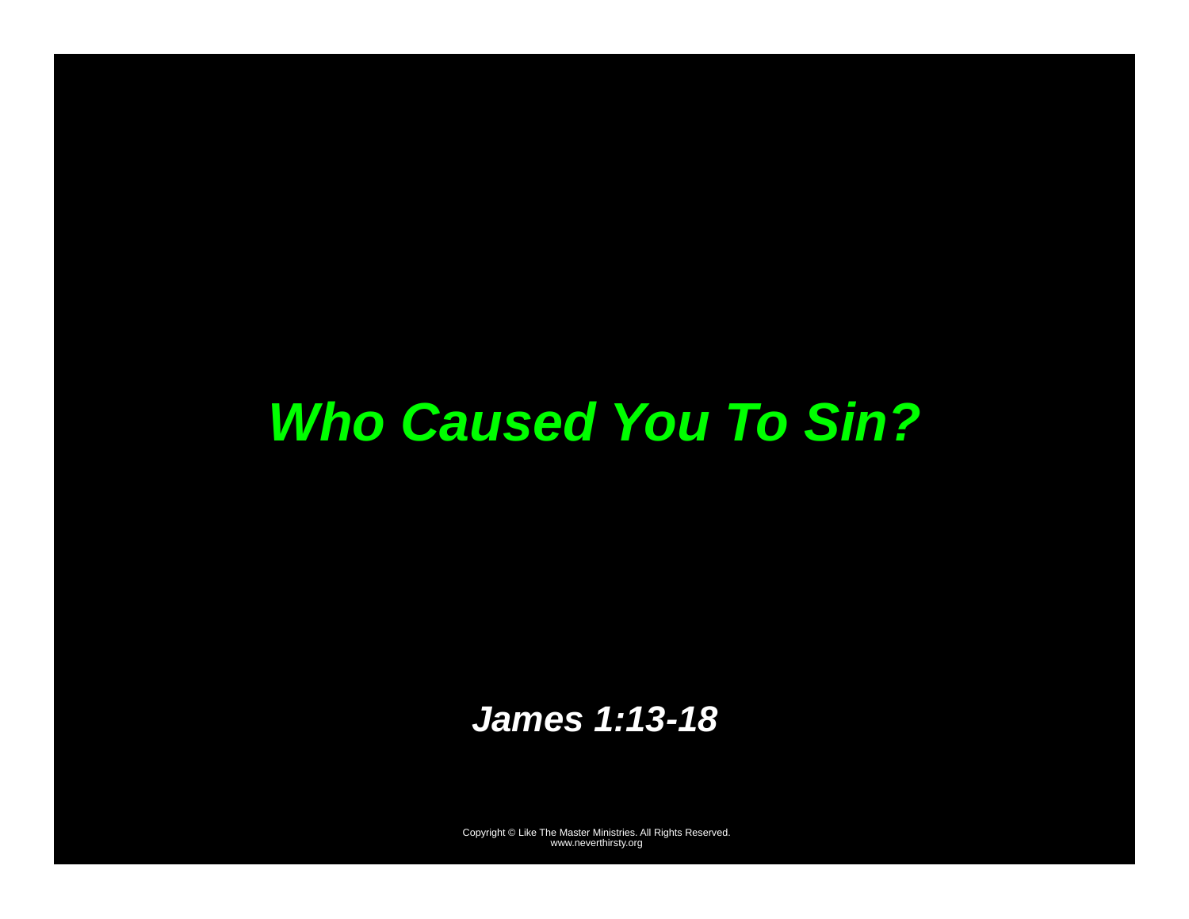# ***Who Caused You To Sin?***

***James 1:13-18***

Copyright © Like The Master Ministries. All Rights Reserved.
www.neverthirsty.org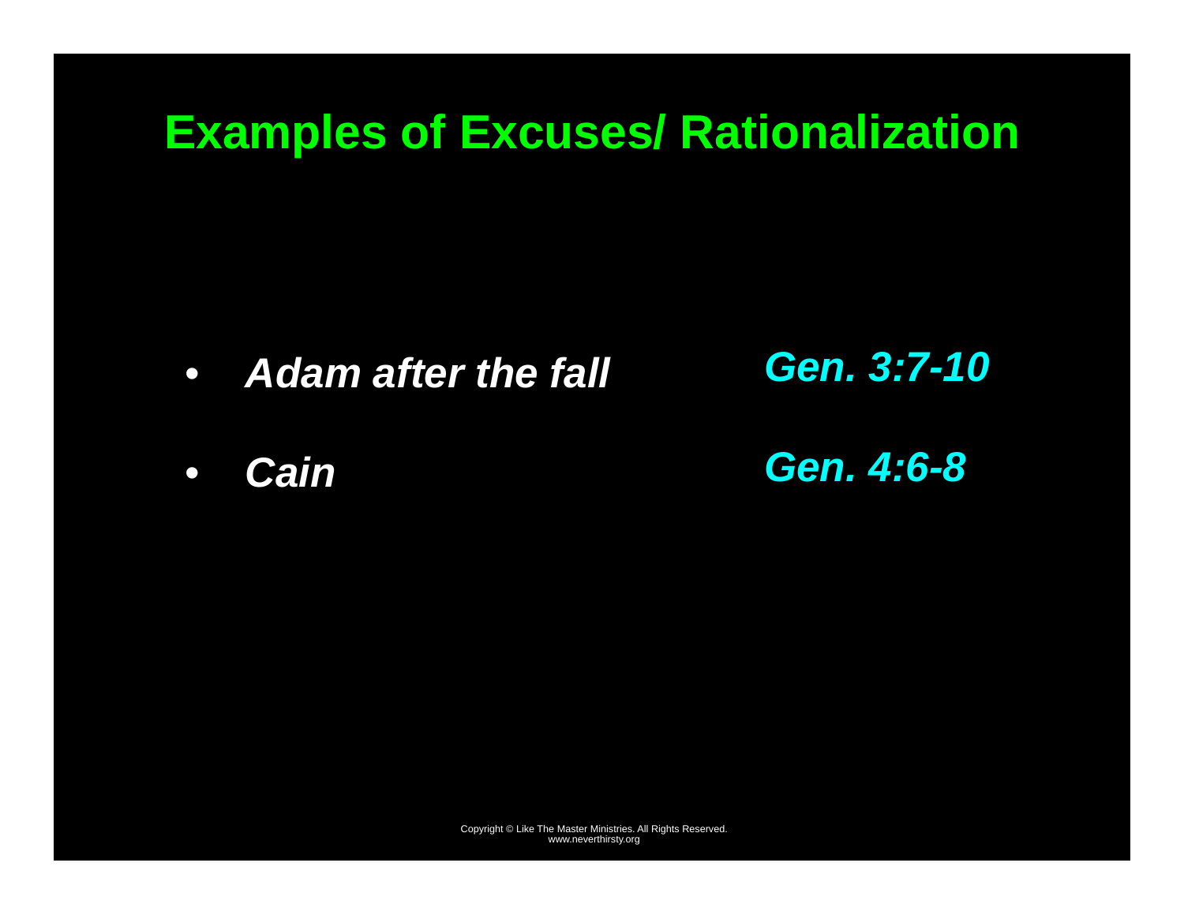# Examples of Excuses/ Rationalization

- ***Adam after the fall*** ***Gen. 3:7-10***
- ***Cain*** ***Gen. 4:6-8***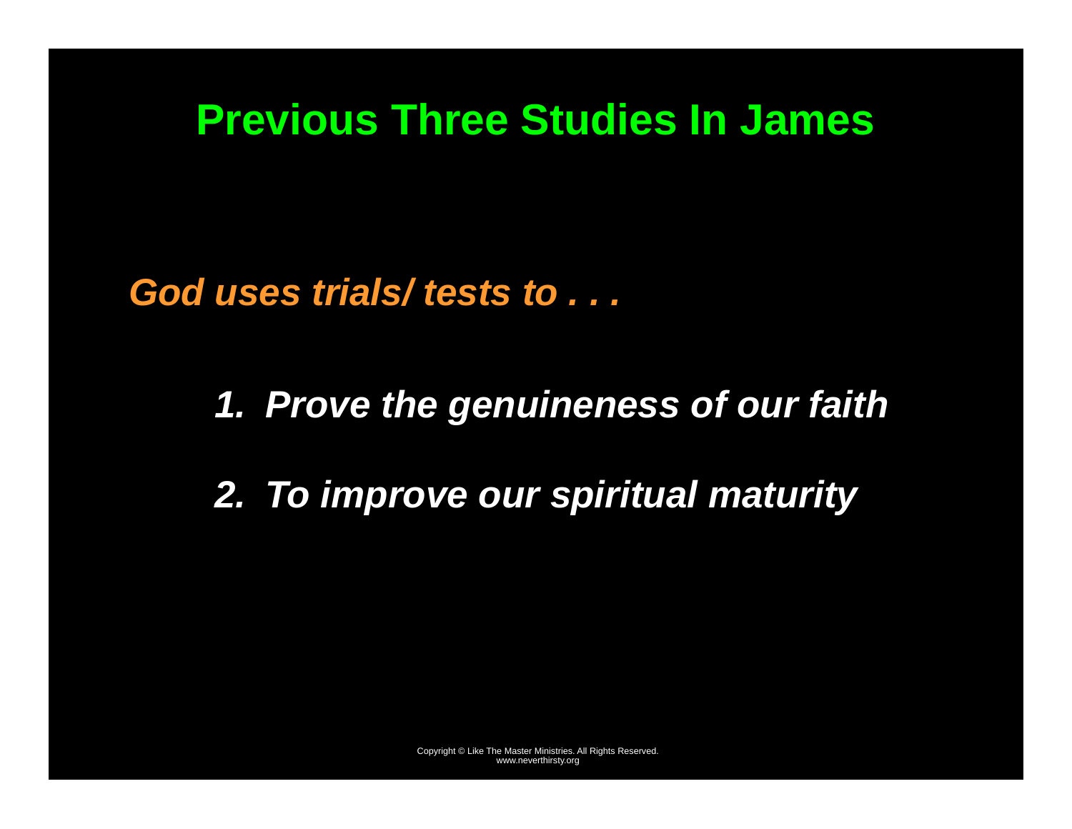# Previous Three Studies In James

***God uses trials/ tests to . . .***

1. ***Prove the genuineness of our faith***
2. ***To improve our spiritual maturity***

Copyright © Like The Master Ministries. All Rights Reserved.
www.neverthirsty.org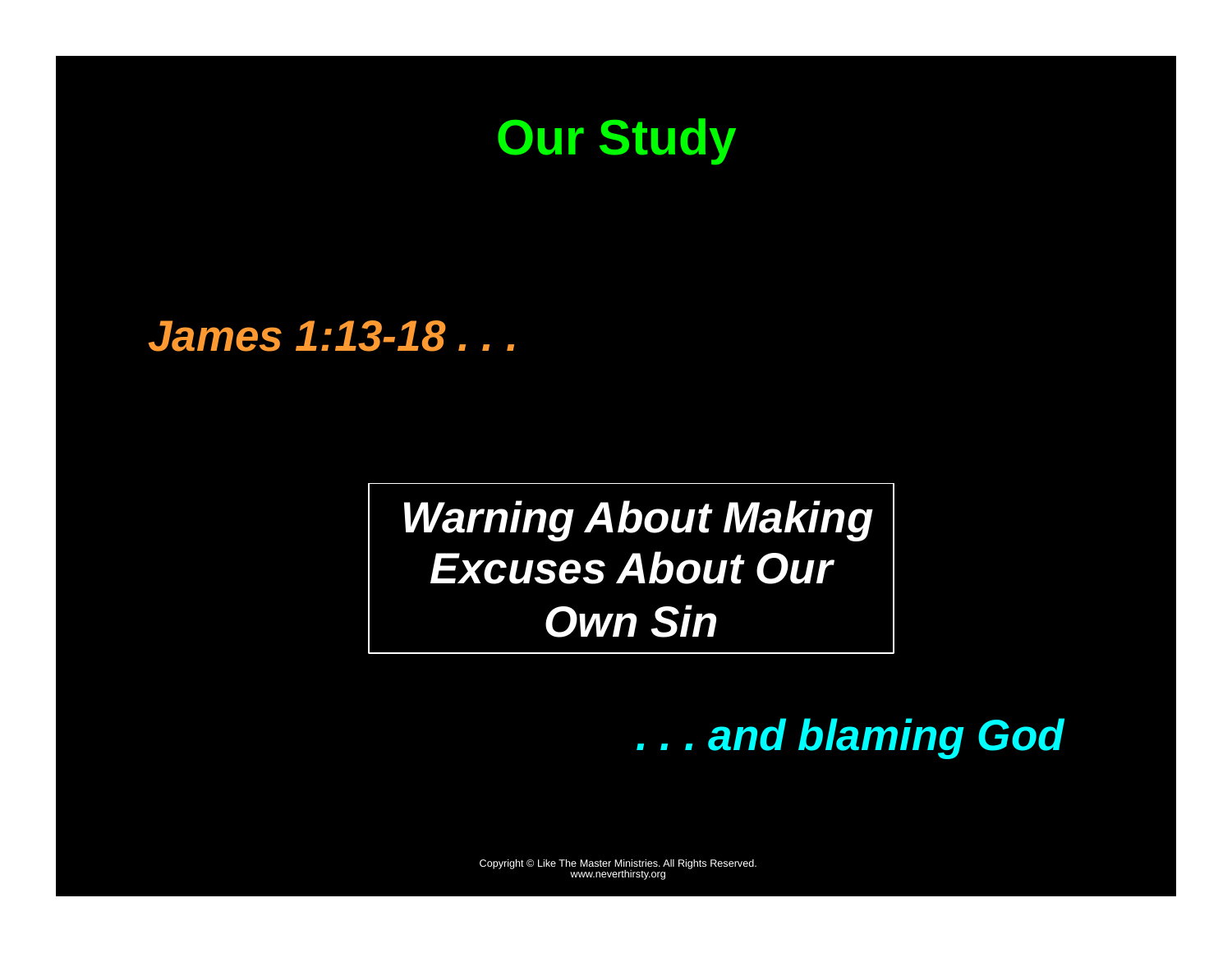# Our Study

***James 1:13-18 . . .***

***Warning About Making Excuses About Our Own Sin***

***. . . and blaming God***

Copyright © Like The Master Ministries. All Rights Reserved.
www.neverthirsty.org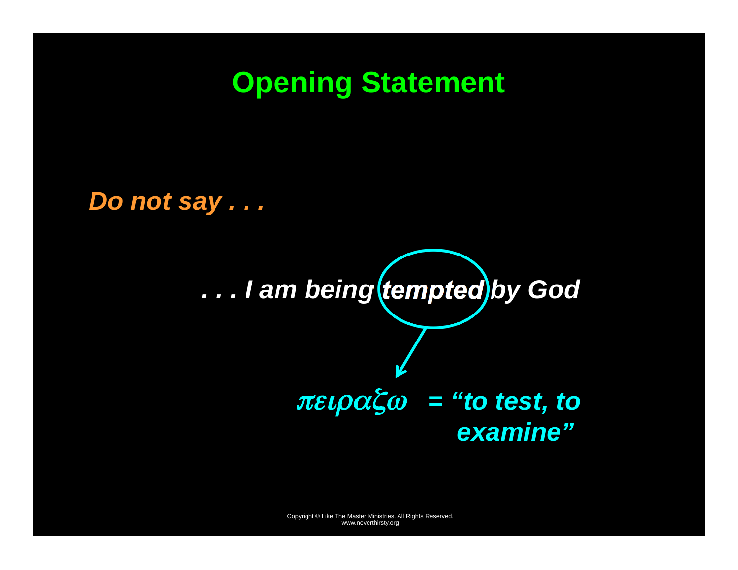# Opening Statement

*Do not say . . .*

*. . . I am being **tempted** by God*

*πειραζω = "to test, to examine"*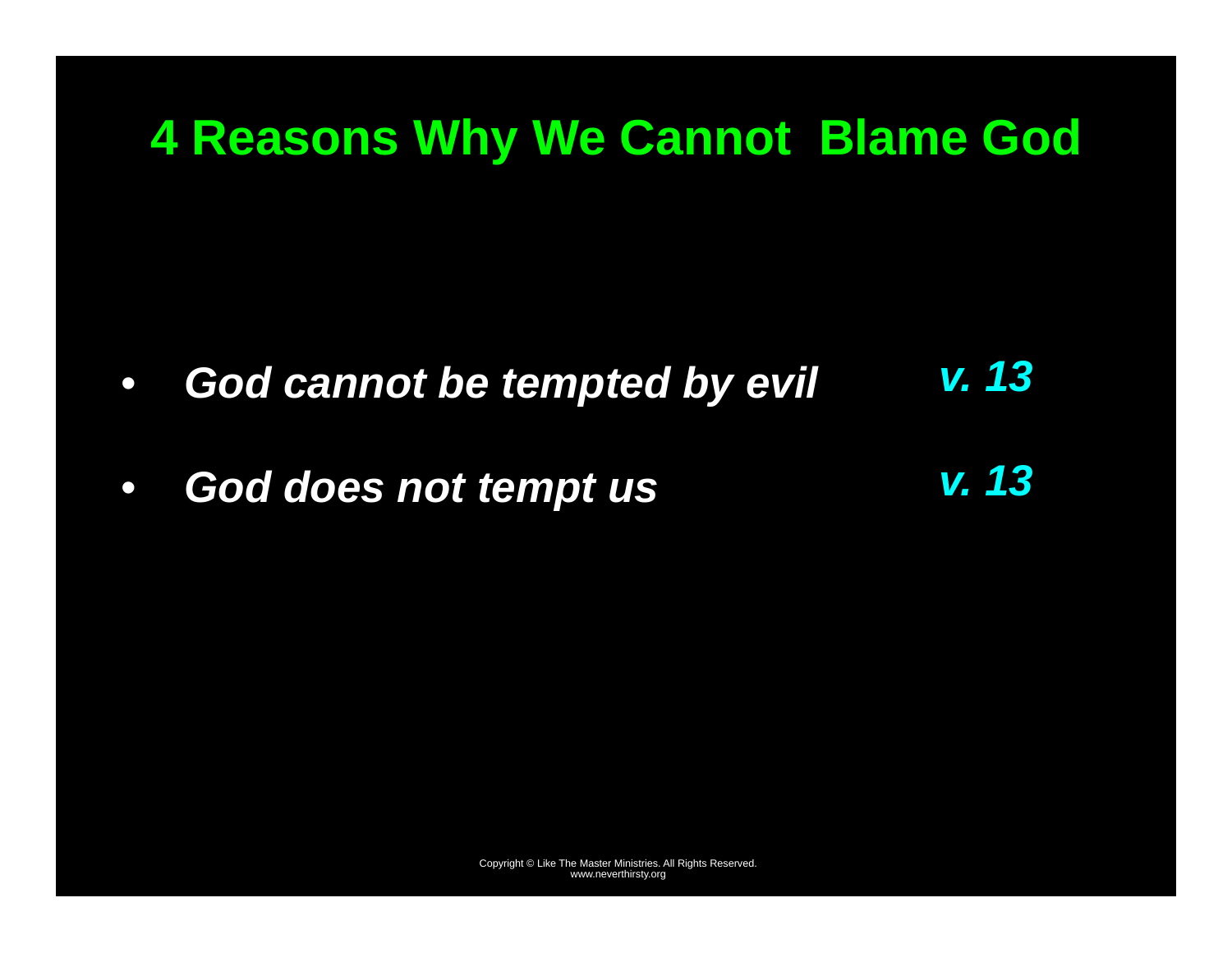# 4 Reasons Why We Cannot Blame God

- *God cannot be tempted by evil* *v. 13*
- *God does not tempt us* *v. 13*

Copyright © Like The Master Ministries. All Rights Reserved.
www.neverthirsty.org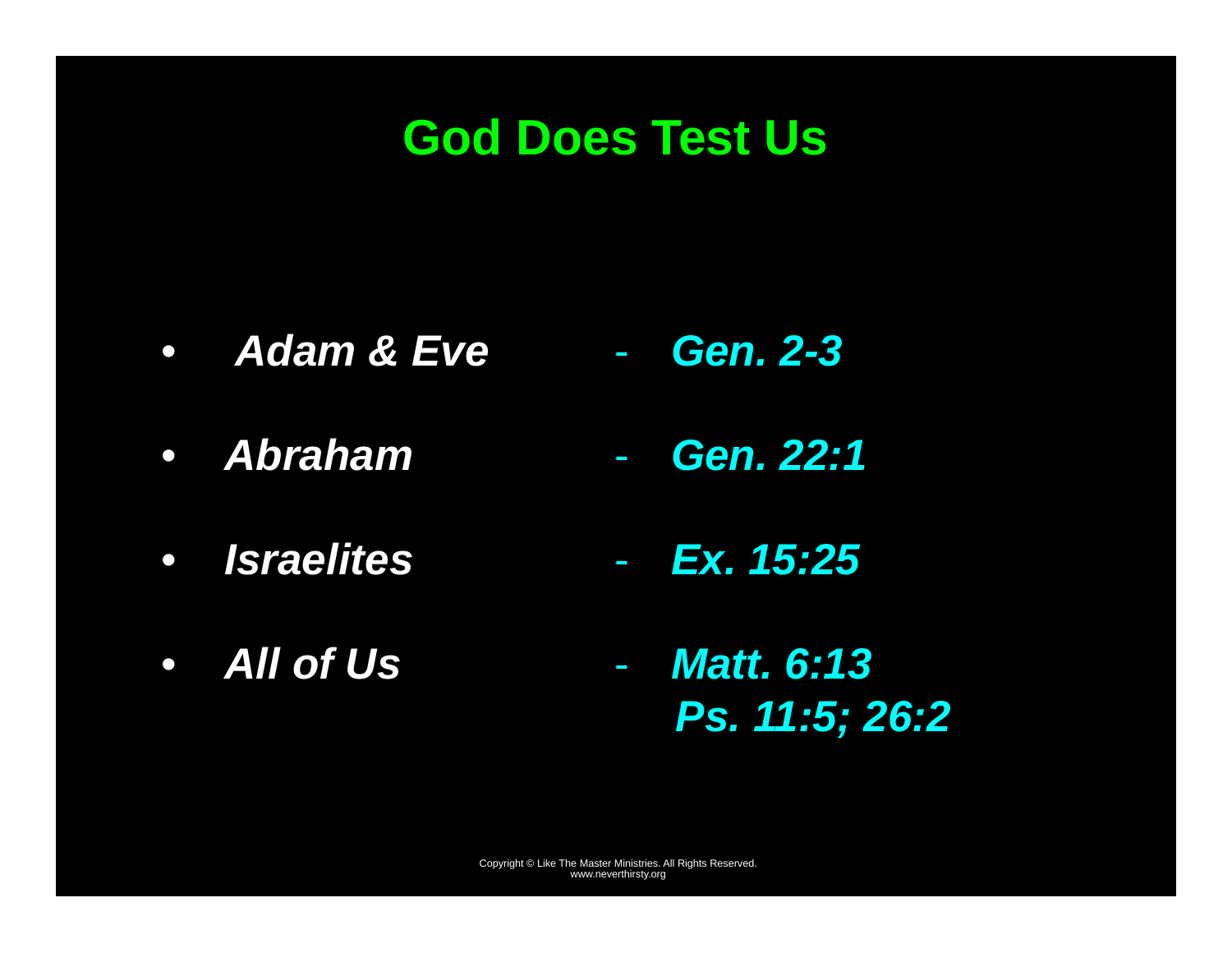# God Does Test Us

- ***Adam & Eve*** - ***Gen. 2-3***
- ***Abraham*** - ***Gen. 22:1***
- ***Israelites*** - ***Ex. 15:25***
- ***All of Us*** - ***Matt. 6:13***
  ***Ps. 11:5; 26:2***

Copyright © Like The Master Ministries. All Rights Reserved.
www.neverthirsty.org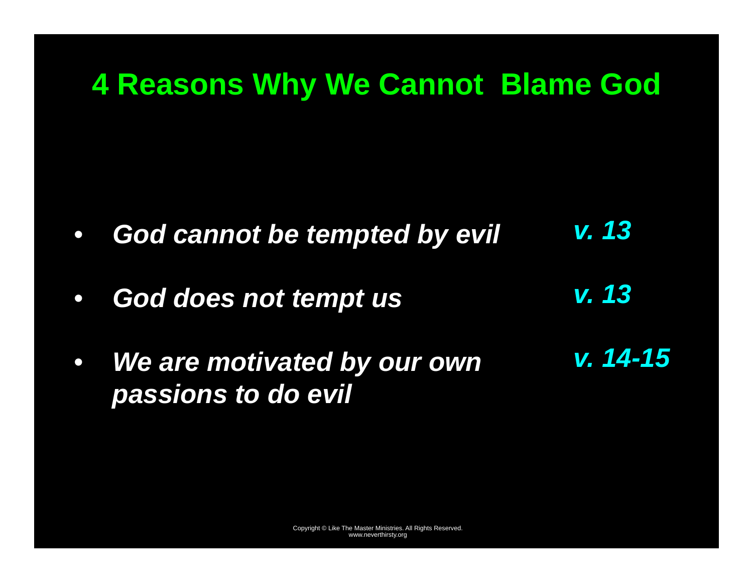# 4 Reasons Why We Cannot Blame God

- ***God cannot be tempted by evil*** — ***v. 13***
- ***God does not tempt us*** — ***v. 13***
- ***We are motivated by our own passions to do evil*** — ***v. 14-15***

Copyright © Like The Master Ministries. All Rights Reserved.
www.neverthirsty.org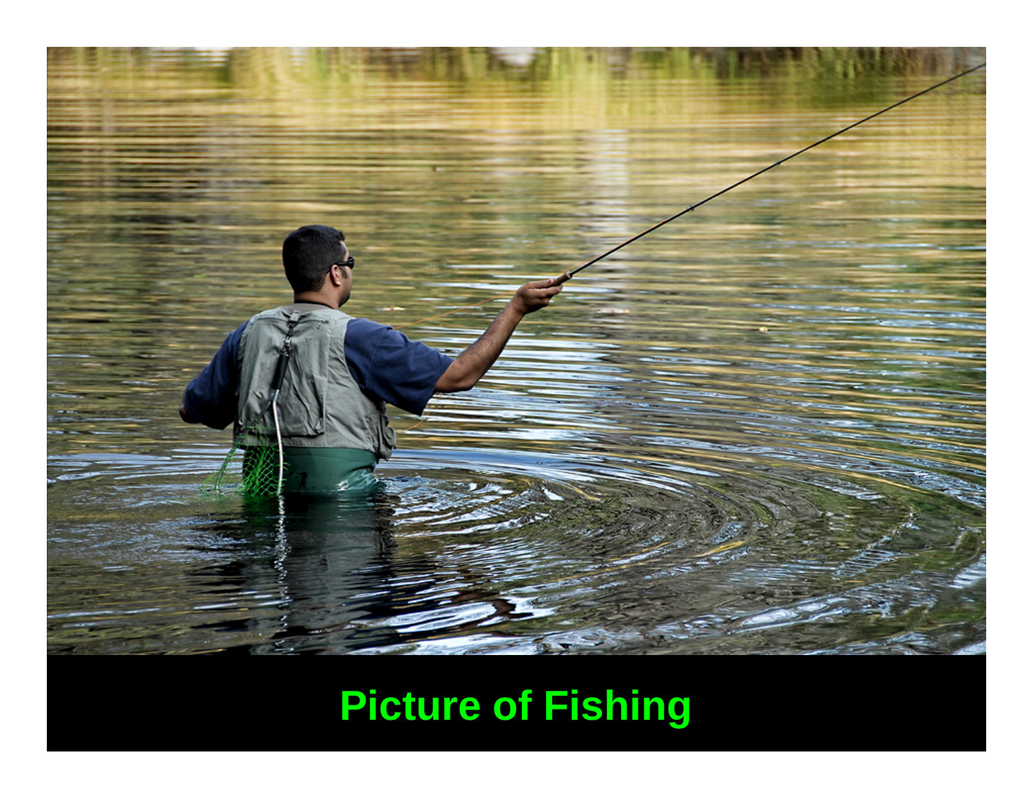**Picture of Fishing**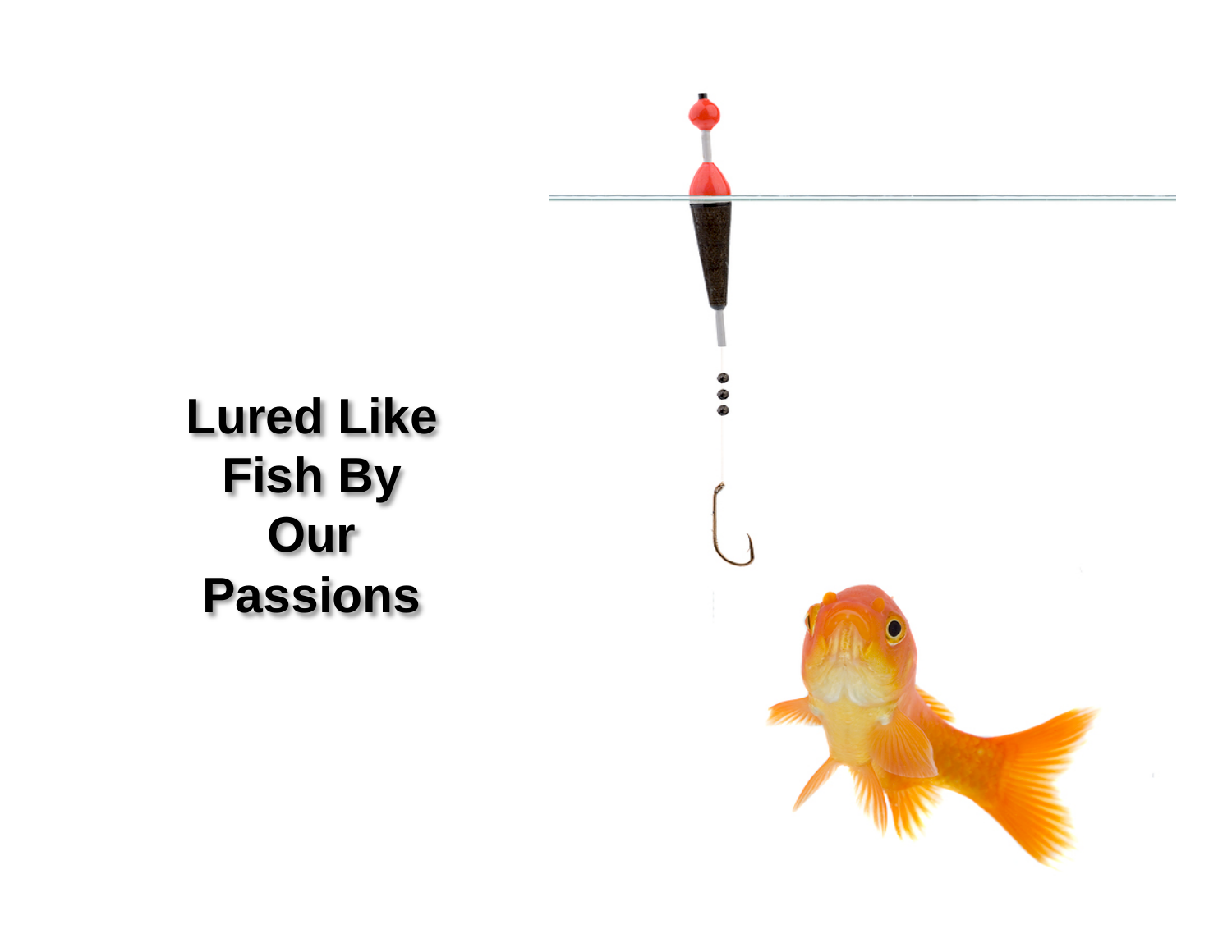**Lured Like Fish By Our Passions**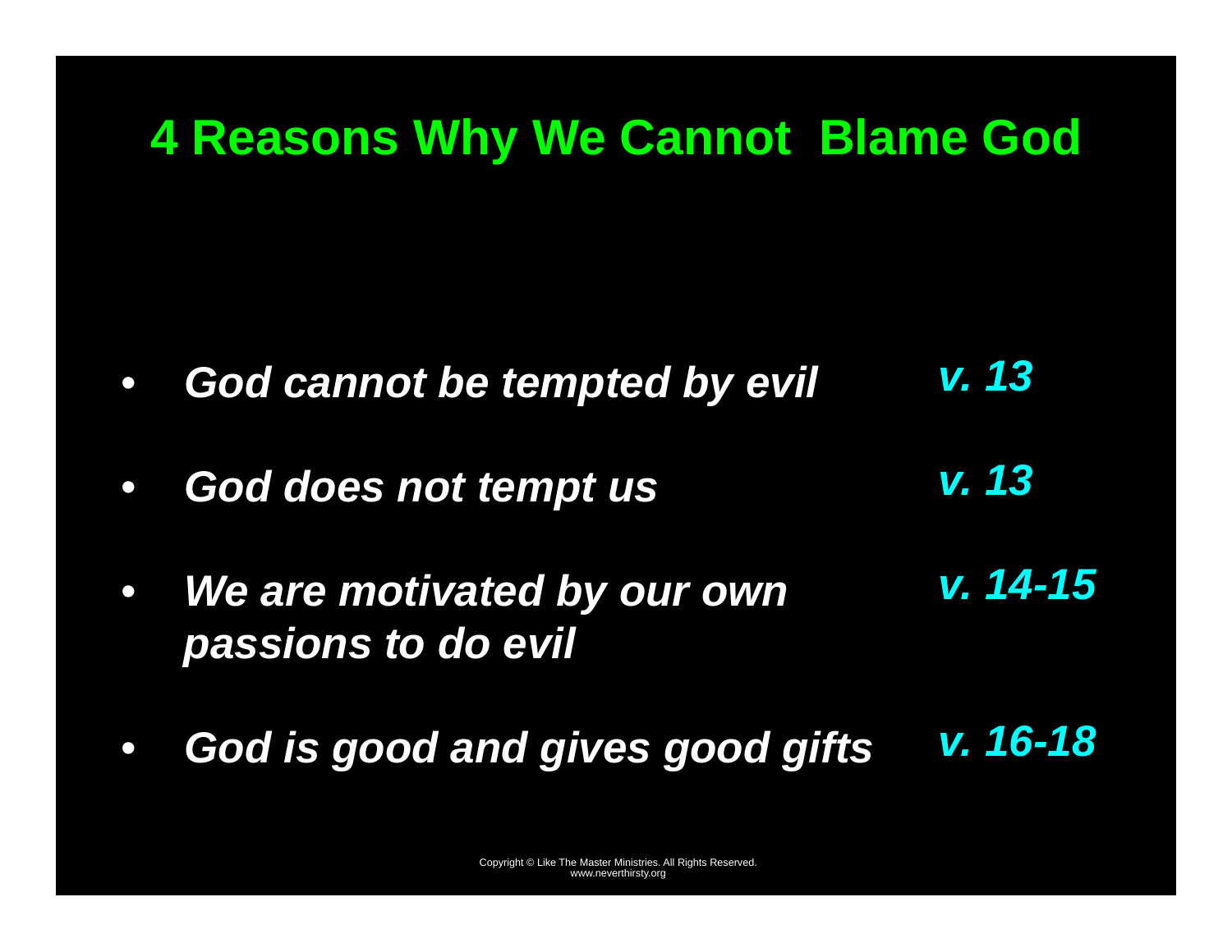# 4 Reasons Why We Cannot Blame God

- ***God cannot be tempted by evil*** ***v. 13***
- ***God does not tempt us*** ***v. 13***
- ***We are motivated by our own passions to do evil*** ***v. 14-15***
- ***God is good and gives good gifts*** ***v. 16-18***

Copyright © Like The Master Ministries. All Rights Reserved.
www.neverthirsty.org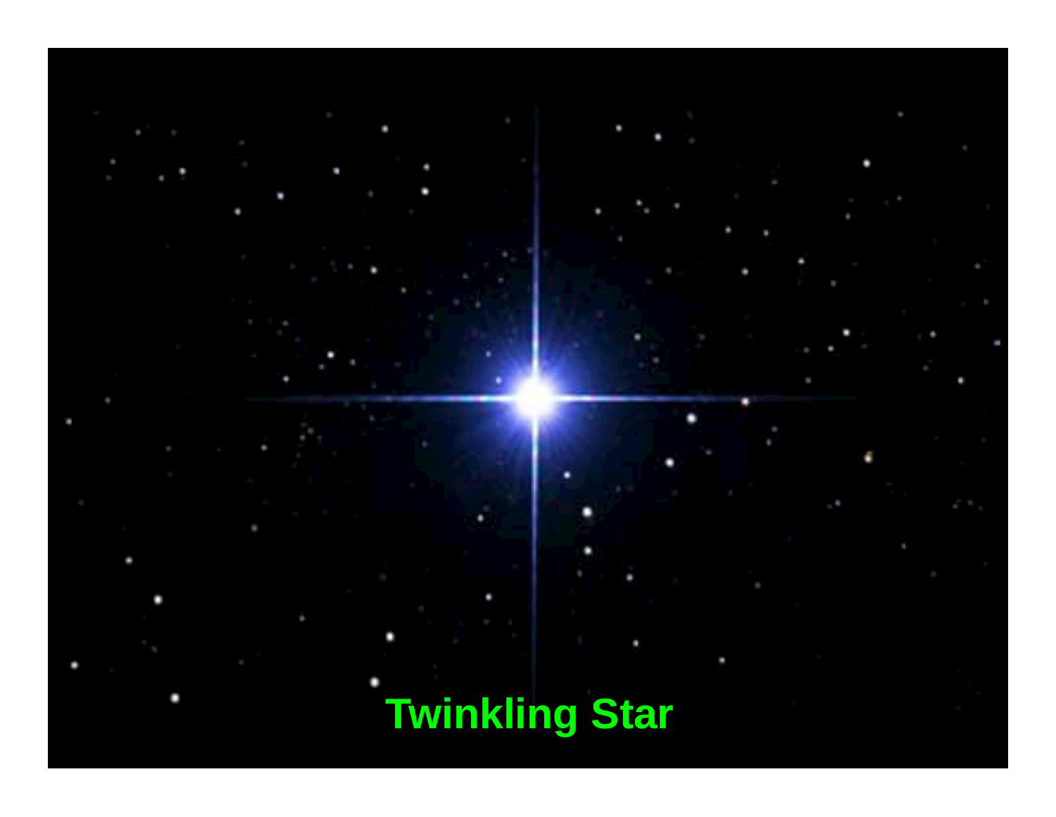Twinkling Star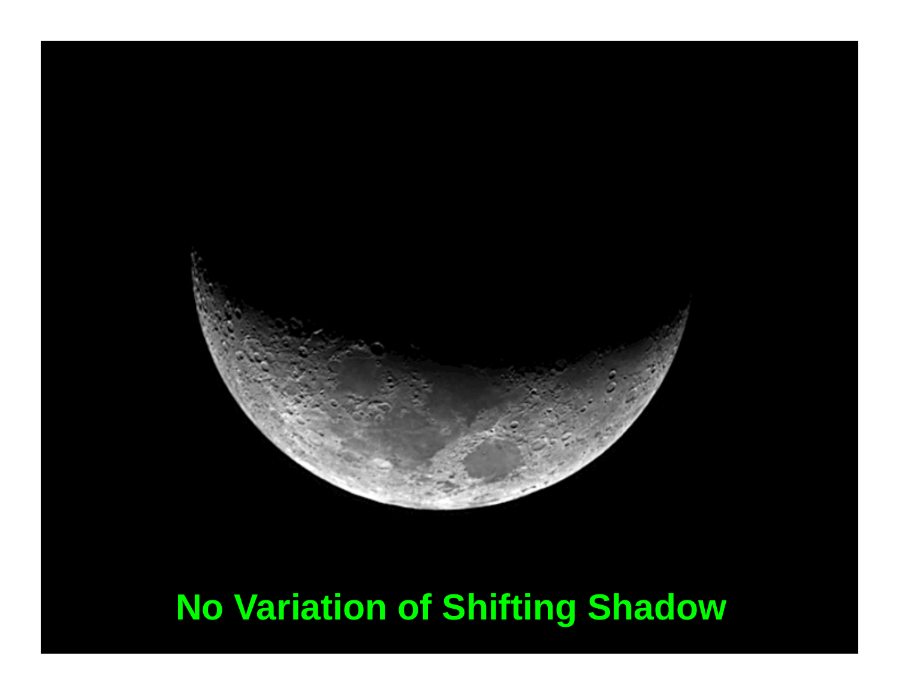No Variation of Shifting Shadow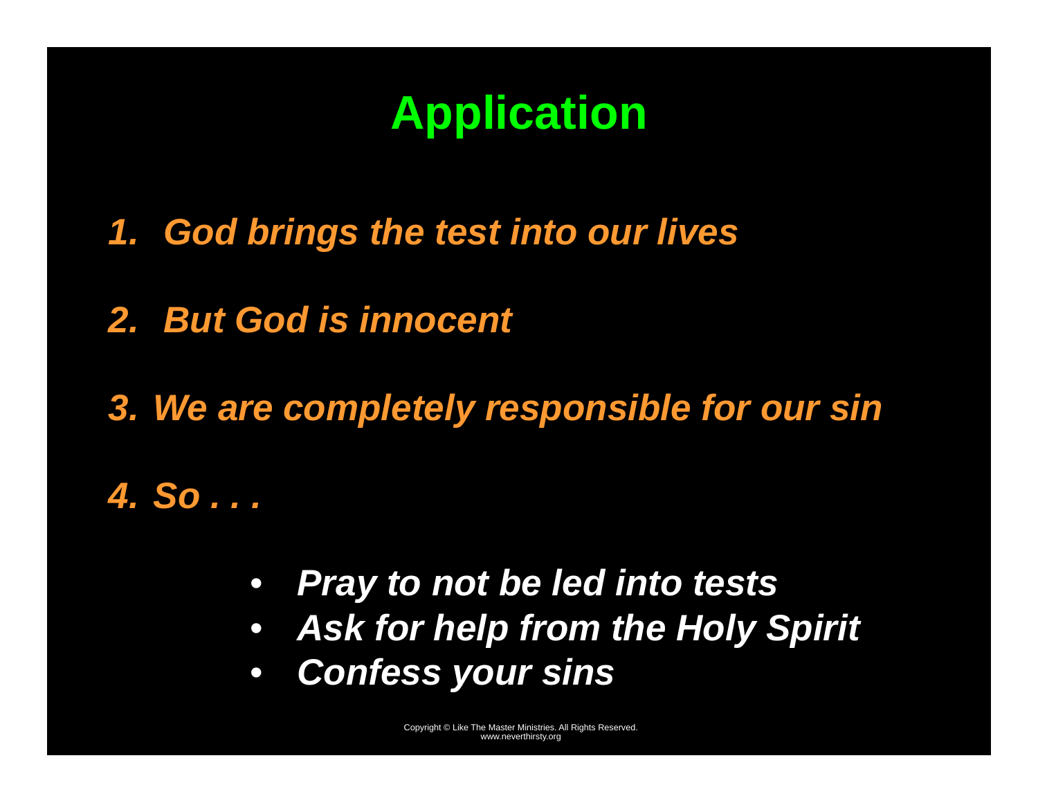# Application

1. *God brings the test into our lives*

2. *But God is innocent*

3. *We are completely responsible for our sin*

4. *So . . .*

    - *Pray to not be led into tests*
    - *Ask for help from the Holy Spirit*
    - *Confess your sins*

Copyright © Like The Master Ministries. All Rights Reserved.
www.neverthirsty.org